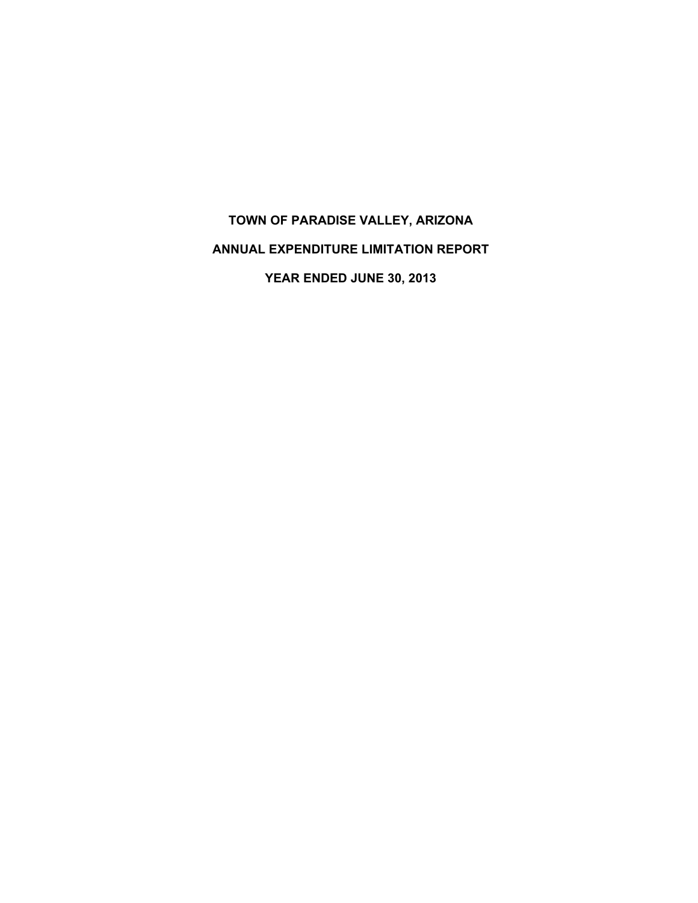# TOWN OF PARADISE VALLEY, ARIZONA

## ANNUAL EXPENDITURE LIMITATION REPORT

## YEAR ENDED JUNE 30, 2013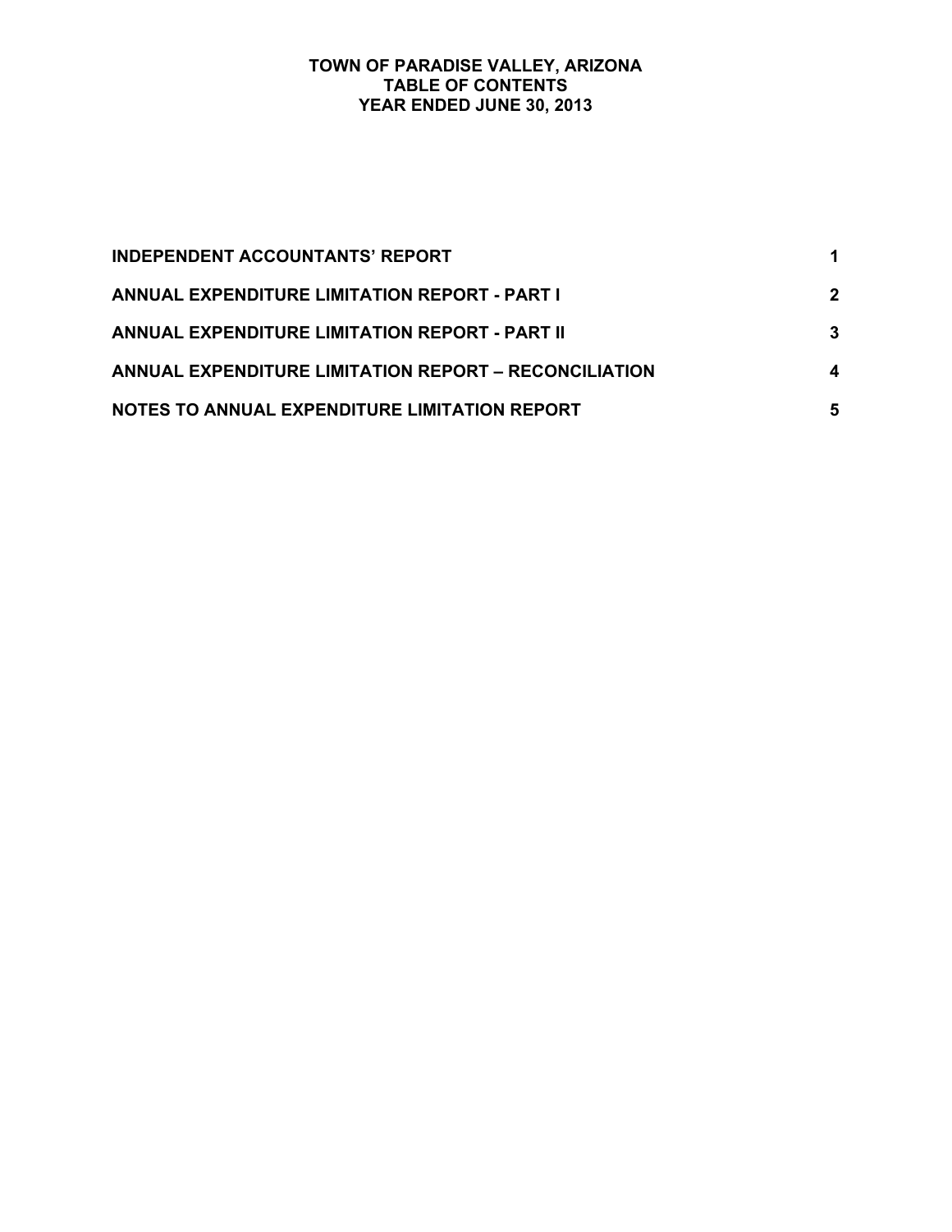# TOWN OF PARADISE VALLEY, ARIZONA
## TABLE OF CONTENTS
## YEAR ENDED JUNE 30, 2013

| | |
|---|---|
| **INDEPENDENT ACCOUNTANTS' REPORT** | **1** |
| **ANNUAL EXPENDITURE LIMITATION REPORT - PART I** | **2** |
| **ANNUAL EXPENDITURE LIMITATION REPORT - PART II** | **3** |
| **ANNUAL EXPENDITURE LIMITATION REPORT – RECONCILIATION** | **4** |
| **NOTES TO ANNUAL EXPENDITURE LIMITATION REPORT** | **5** |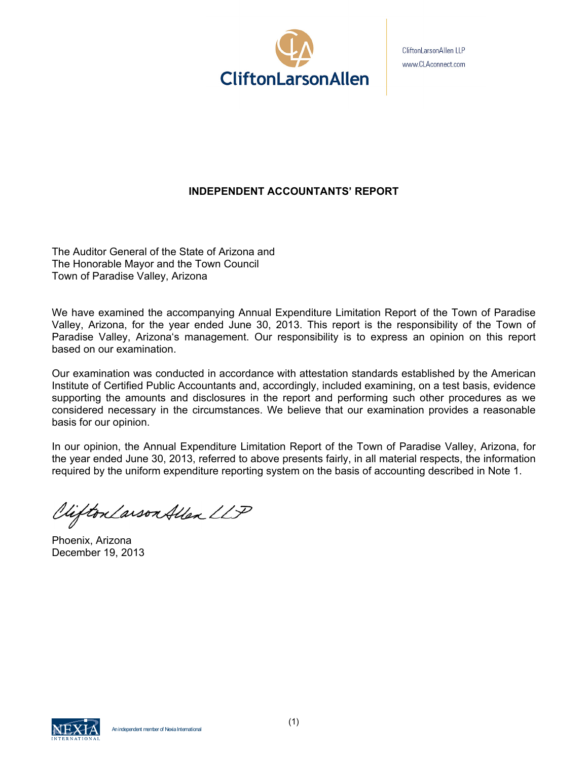CliftonLarsonAllen

CliftonLarsonAllen LLP
www.CLAconnect.com

## INDEPENDENT ACCOUNTANTS' REPORT

The Auditor General of the State of Arizona and
The Honorable Mayor and the Town Council
Town of Paradise Valley, Arizona

We have examined the accompanying Annual Expenditure Limitation Report of the Town of Paradise Valley, Arizona, for the year ended June 30, 2013. This report is the responsibility of the Town of Paradise Valley, Arizona's management. Our responsibility is to express an opinion on this report based on our examination.

Our examination was conducted in accordance with attestation standards established by the American Institute of Certified Public Accountants and, accordingly, included examining, on a test basis, evidence supporting the amounts and disclosures in the report and performing such other procedures as we considered necessary in the circumstances. We believe that our examination provides a reasonable basis for our opinion.

In our opinion, the Annual Expenditure Limitation Report of the Town of Paradise Valley, Arizona, for the year ended June 30, 2013, referred to above presents fairly, in all material respects, the information required by the uniform expenditure reporting system on the basis of accounting described in Note 1.

CliftonLarsonAllen LLP

Phoenix, Arizona
December 19, 2013

An independent member of Nexia International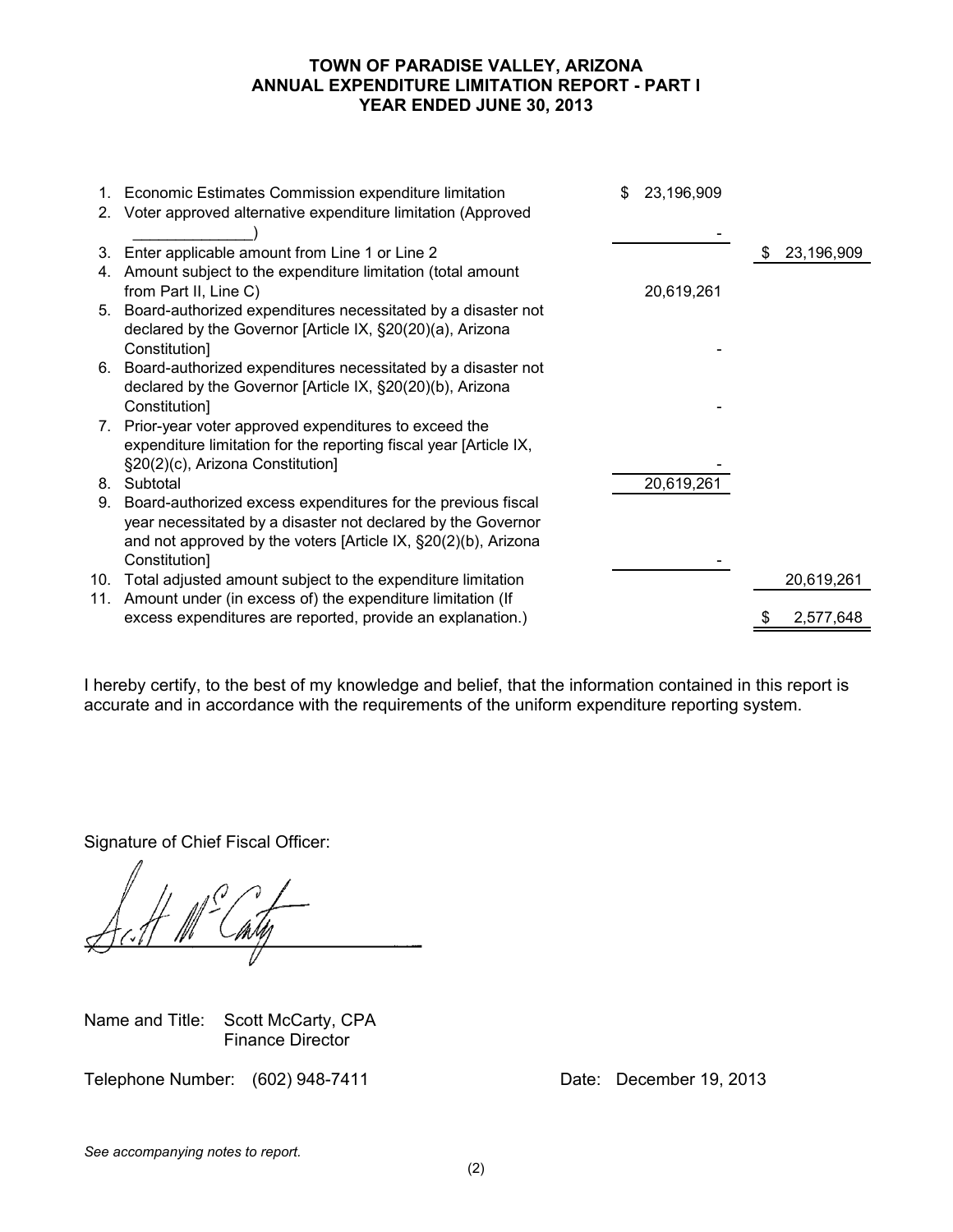# TOWN OF PARADISE VALLEY, ARIZONA
## ANNUAL EXPENDITURE LIMITATION REPORT - PART I
## YEAR ENDED JUNE 30, 2013

| | | | |
|---|---|---|---|
| 1. | Economic Estimates Commission expenditure limitation | $ 23,196,909 | |
| 2. | Voter approved alternative expenditure limitation (Approved _____________) | - | |
| 3. | Enter applicable amount from Line 1 or Line 2 | | $ 23,196,909 |
| 4. | Amount subject to the expenditure limitation (total amount from Part II, Line C) | 20,619,261 | |
| 5. | Board-authorized expenditures necessitated by a disaster not declared by the Governor [Article IX, §20(20)(a), Arizona Constitution] | - | |
| 6. | Board-authorized expenditures necessitated by a disaster not declared by the Governor [Article IX, §20(20)(b), Arizona Constitution] | - | |
| 7. | Prior-year voter approved expenditures to exceed the expenditure limitation for the reporting fiscal year [Article IX, §20(2)(c), Arizona Constitution] | - | |
| 8. | Subtotal | 20,619,261 | |
| 9. | Board-authorized excess expenditures for the previous fiscal year necessitated by a disaster not declared by the Governor and not approved by the voters [Article IX, §20(2)(b), Arizona Constitution] | - | |
| 10. | Total adjusted amount subject to the expenditure limitation | | 20,619,261 |
| 11. | Amount under (in excess of) the expenditure limitation (If excess expenditures are reported, provide an explanation.) | | $ 2,577,648 |

I hereby certify, to the best of my knowledge and belief, that the information contained in this report is accurate and in accordance with the requirements of the uniform expenditure reporting system.

Signature of Chief Fiscal Officer:

Name and Title: Scott McCarty, CPA
Finance Director

Telephone Number: (602) 948-7411

Date: December 19, 2013

*See accompanying notes to report.*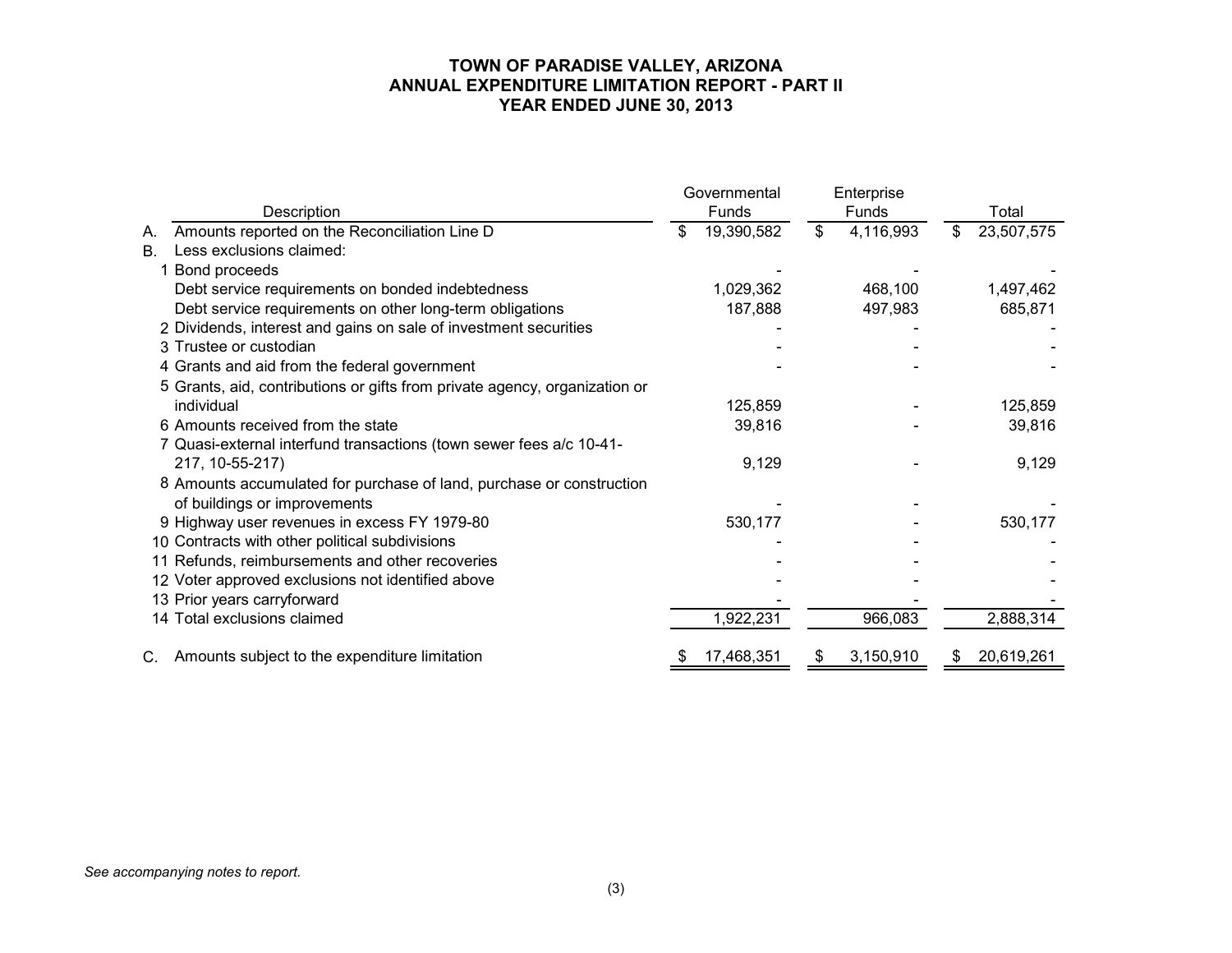# TOWN OF PARADISE VALLEY, ARIZONA
## ANNUAL EXPENDITURE LIMITATION REPORT - PART II
### YEAR ENDED JUNE 30, 2013

| | Description | Governmental Funds | Enterprise Funds | Total |
|---|---|---|---|---|
| A. | Amounts reported on the Reconciliation Line D | $ 19,390,582 | $ 4,116,993 | $ 23,507,575 |
| B. | Less exclusions claimed: | | | |
| 1 | Bond proceeds | - | - | - |
| | Debt service requirements on bonded indebtedness | 1,029,362 | 468,100 | 1,497,462 |
| | Debt service requirements on other long-term obligations | 187,888 | 497,983 | 685,871 |
| 2 | Dividends, interest and gains on sale of investment securities | - | - | - |
| 3 | Trustee or custodian | - | - | - |
| 4 | Grants and aid from the federal government | - | - | - |
| 5 | Grants, aid, contributions or gifts from private agency, organization or individual | 125,859 | - | 125,859 |
| 6 | Amounts received from the state | 39,816 | - | 39,816 |
| 7 | Quasi-external interfund transactions (town sewer fees a/c 10-41-217, 10-55-217) | 9,129 | - | 9,129 |
| 8 | Amounts accumulated for purchase of land, purchase or construction of buildings or improvements | - | - | - |
| 9 | Highway user revenues in excess FY 1979-80 | 530,177 | - | 530,177 |
| 10 | Contracts with other political subdivisions | - | - | - |
| 11 | Refunds, reimbursements and other recoveries | - | - | - |
| 12 | Voter approved exclusions not identified above | - | - | - |
| 13 | Prior years carryforward | - | - | - |
| 14 | Total exclusions claimed | 1,922,231 | 966,083 | 2,888,314 |
| C. | Amounts subject to the expenditure limitation | $ 17,468,351 | $ 3,150,910 | $ 20,619,261 |

*See accompanying notes to report.*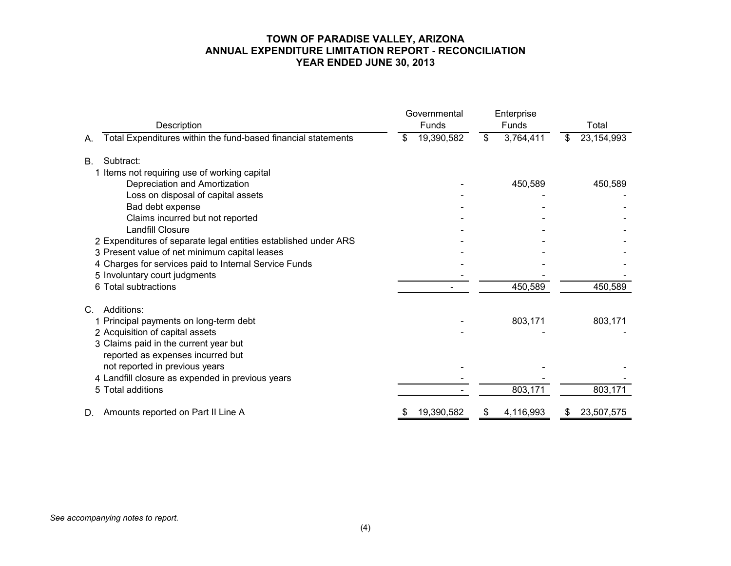# TOWN OF PARADISE VALLEY, ARIZONA
## ANNUAL EXPENDITURE LIMITATION REPORT - RECONCILIATION
### YEAR ENDED JUNE 30, 2013

| | Description | Governmental Funds | Enterprise Funds | Total |
|---|---|---|---|---|
| A. | Total Expenditures within the fund-based financial statements | $ 19,390,582 | $ 3,764,411 | $ 23,154,993 |
| B. | Subtract: | | | |
| | 1 Items not requiring use of working capital | | | |
| | Depreciation and Amortization | - | 450,589 | 450,589 |
| | Loss on disposal of capital assets | - | - | - |
| | Bad debt expense | - | - | - |
| | Claims incurred but not reported | - | - | - |
| | Landfill Closure | - | - | - |
| | 2 Expenditures of separate legal entities established under ARS | - | - | - |
| | 3 Present value of net minimum capital leases | - | - | - |
| | 4 Charges for services paid to Internal Service Funds | - | - | - |
| | 5 Involuntary court judgments | - | - | - |
| | 6 Total subtractions | - | 450,589 | 450,589 |
| C. | Additions: | | | |
| | 1 Principal payments on long-term debt | - | 803,171 | 803,171 |
| | 2 Acquisition of capital assets | - | - | - |
| | 3 Claims paid in the current year but reported as expenses incurred but not reported in previous years | - | - | - |
| | 4 Landfill closure as expended in previous years | - | - | - |
| | 5 Total additions | - | 803,171 | 803,171 |
| D. | Amounts reported on Part II Line A | $ 19,390,582 | $ 4,116,993 | $ 23,507,575 |

*See accompanying notes to report.*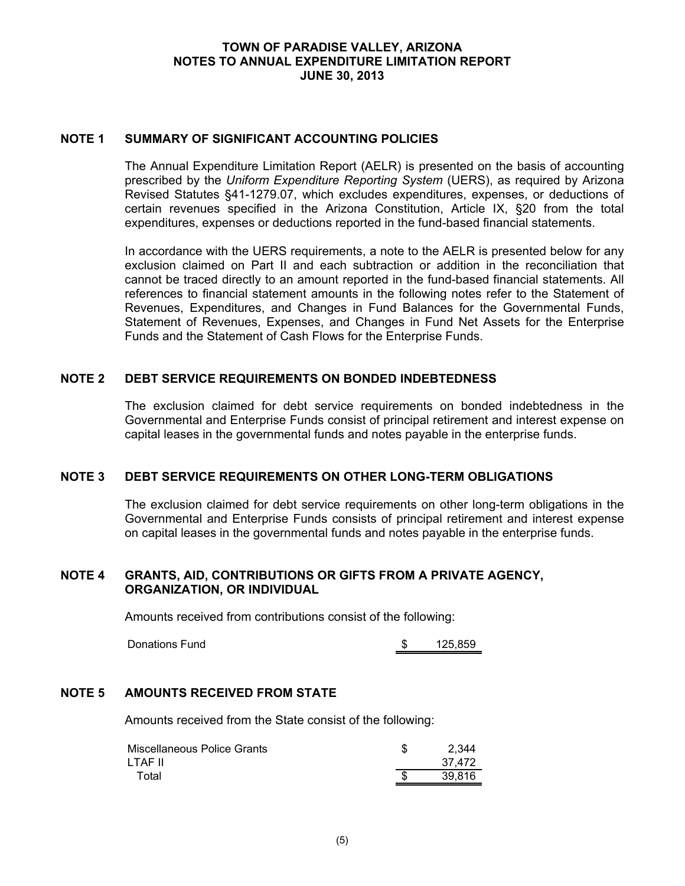# TOWN OF PARADISE VALLEY, ARIZONA
## NOTES TO ANNUAL EXPENDITURE LIMITATION REPORT
## JUNE 30, 2013

### NOTE 1 SUMMARY OF SIGNIFICANT ACCOUNTING POLICIES

The Annual Expenditure Limitation Report (AELR) is presented on the basis of accounting prescribed by the *Uniform Expenditure Reporting System* (UERS), as required by Arizona Revised Statutes §41-1279.07, which excludes expenditures, expenses, or deductions of certain revenues specified in the Arizona Constitution, Article IX, §20 from the total expenditures, expenses or deductions reported in the fund-based financial statements.

In accordance with the UERS requirements, a note to the AELR is presented below for any exclusion claimed on Part II and each subtraction or addition in the reconciliation that cannot be traced directly to an amount reported in the fund-based financial statements. All references to financial statement amounts in the following notes refer to the Statement of Revenues, Expenditures, and Changes in Fund Balances for the Governmental Funds, Statement of Revenues, Expenses, and Changes in Fund Net Assets for the Enterprise Funds and the Statement of Cash Flows for the Enterprise Funds.

### NOTE 2 DEBT SERVICE REQUIREMENTS ON BONDED INDEBTEDNESS

The exclusion claimed for debt service requirements on bonded indebtedness in the Governmental and Enterprise Funds consist of principal retirement and interest expense on capital leases in the governmental funds and notes payable in the enterprise funds.

### NOTE 3 DEBT SERVICE REQUIREMENTS ON OTHER LONG-TERM OBLIGATIONS

The exclusion claimed for debt service requirements on other long-term obligations in the Governmental and Enterprise Funds consists of principal retirement and interest expense on capital leases in the governmental funds and notes payable in the enterprise funds.

### NOTE 4 GRANTS, AID, CONTRIBUTIONS OR GIFTS FROM A PRIVATE AGENCY, ORGANIZATION, OR INDIVIDUAL

Amounts received from contributions consist of the following:

| | |
|---|---|
| Donations Fund | $ 125,859 |

### NOTE 5 AMOUNTS RECEIVED FROM STATE

Amounts received from the State consist of the following:

| | |
|---|---|
| Miscellaneous Police Grants | $ 2,344 |
| LTAF II | 37,472 |
| Total | $ 39,816 |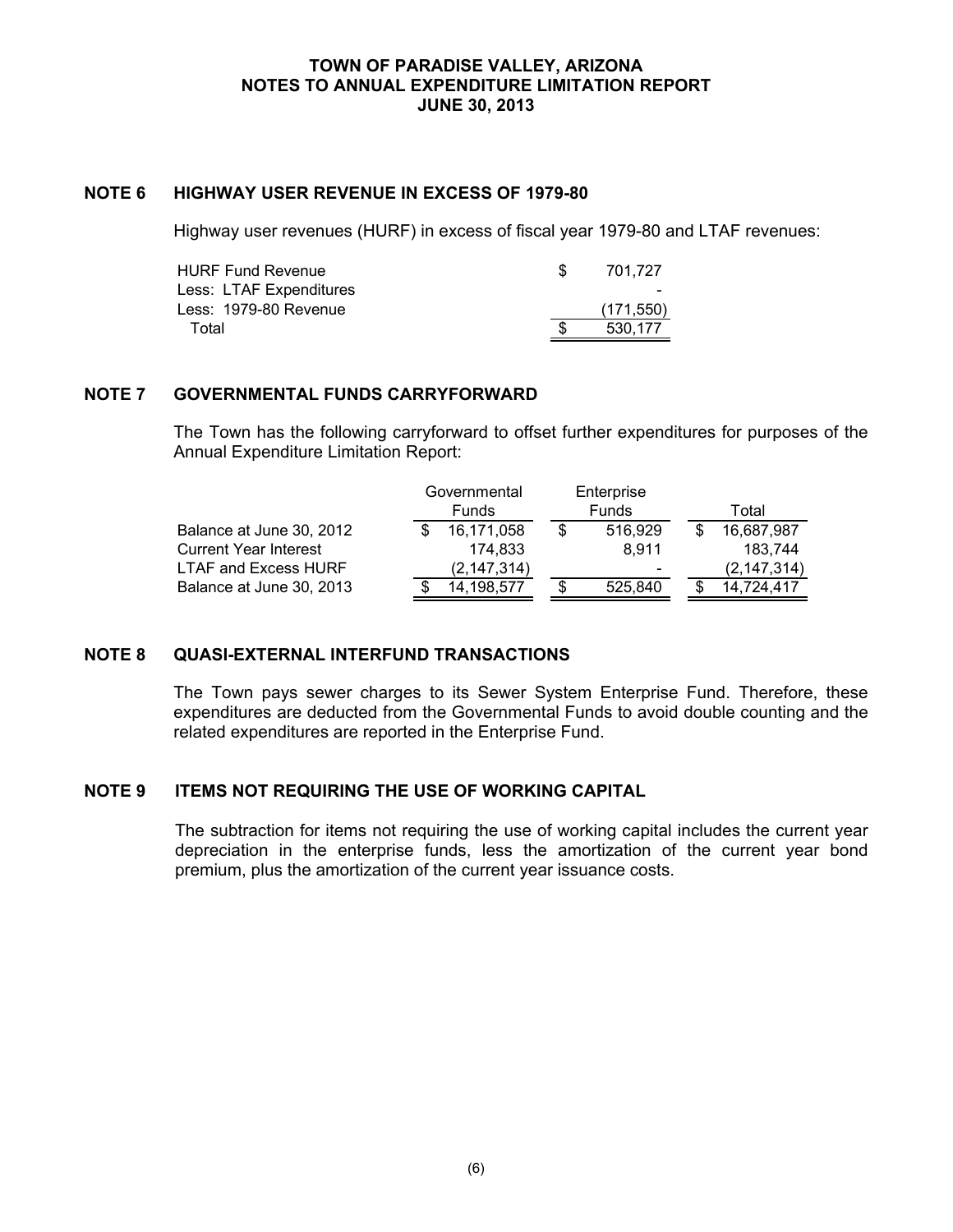# TOWN OF PARADISE VALLEY, ARIZONA
# NOTES TO ANNUAL EXPENDITURE LIMITATION REPORT
# JUNE 30, 2013

## NOTE 6 HIGHWAY USER REVENUE IN EXCESS OF 1979-80

Highway user revenues (HURF) in excess of fiscal year 1979-80 and LTAF revenues:

| | |
|---|---|
| HURF Fund Revenue | $ 701,727 |
| Less: LTAF Expenditures | - |
| Less: 1979-80 Revenue | (171,550) |
| Total | $ 530,177 |

## NOTE 7 GOVERNMENTAL FUNDS CARRYFORWARD

The Town has the following carryforward to offset further expenditures for purposes of the Annual Expenditure Limitation Report:

| | Governmental Funds | Enterprise Funds | Total |
|---|---|---|---|
| Balance at June 30, 2012 | $ 16,171,058 | $ 516,929 | $ 16,687,987 |
| Current Year Interest | 174,833 | 8,911 | 183,744 |
| LTAF and Excess HURF | (2,147,314) | - | (2,147,314) |
| Balance at June 30, 2013 | $ 14,198,577 | $ 525,840 | $ 14,724,417 |

## NOTE 8 QUASI-EXTERNAL INTERFUND TRANSACTIONS

The Town pays sewer charges to its Sewer System Enterprise Fund. Therefore, these expenditures are deducted from the Governmental Funds to avoid double counting and the related expenditures are reported in the Enterprise Fund.

## NOTE 9 ITEMS NOT REQUIRING THE USE OF WORKING CAPITAL

The subtraction for items not requiring the use of working capital includes the current year depreciation in the enterprise funds, less the amortization of the current year bond premium, plus the amortization of the current year issuance costs.